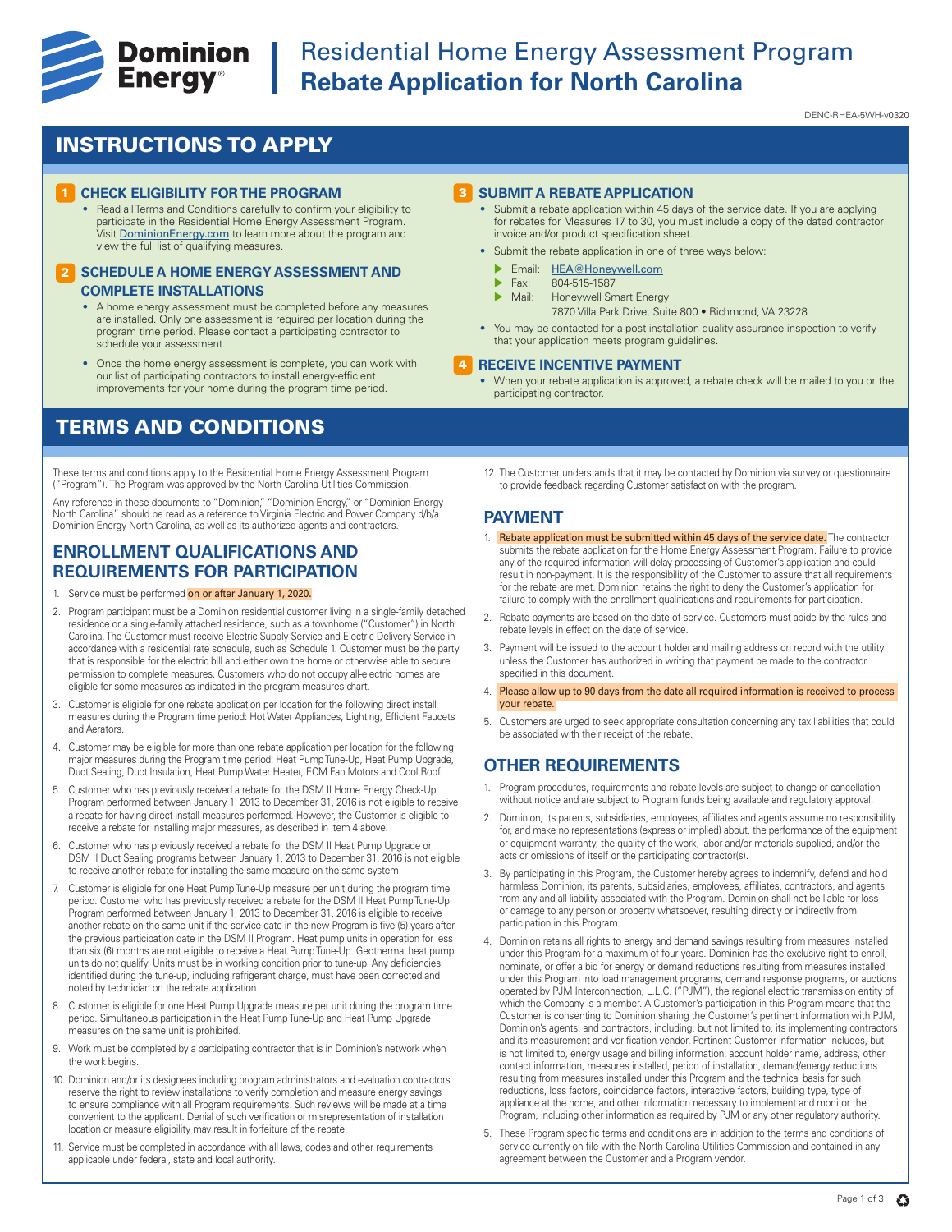# Dominion Energy

## Residential Home Energy Assessment Program
## **Rebate Application for North Carolina**

DENC-RHEA-5WH-v0320

## INSTRUCTIONS TO APPLY

### 1 CHECK ELIGIBILITY FOR THE PROGRAM

- Read all Terms and Conditions carefully to confirm your eligibility to participate in the Residential Home Energy Assessment Program. Visit DominionEnergy.com to learn more about the program and view the full list of qualifying measures.

### 2 SCHEDULE A HOME ENERGY ASSESSMENT AND COMPLETE INSTALLATIONS

- A home energy assessment must be completed before any measures are installed. Only one assessment is required per location during the program time period. Please contact a participating contractor to schedule your assessment.
- Once the home energy assessment is complete, you can work with our list of participating contractors to install energy-efficient improvements for your home during the program time period.

### 3 SUBMIT A REBATE APPLICATION

- Submit a rebate application within 45 days of the service date. If you are applying for rebates for Measures 17 to 30, you must include a copy of the dated contractor invoice and/or product specification sheet.
- Submit the rebate application in one of three ways below:
  - Email: HEA@Honeywell.com
  - Fax: 804-515-1587
  - Mail: Honeywell Smart Energy 7870 Villa Park Drive, Suite 800 • Richmond, VA 23228
- You may be contacted for a post-installation quality assurance inspection to verify that your application meets program guidelines.

### 4 RECEIVE INCENTIVE PAYMENT

- When your rebate application is approved, a rebate check will be mailed to you or the participating contractor.

## TERMS AND CONDITIONS

These terms and conditions apply to the Residential Home Energy Assessment Program ("Program"). The Program was approved by the North Carolina Utilities Commission.

Any reference in these documents to "Dominion," "Dominion Energy," or "Dominion Energy North Carolina" should be read as a reference to Virginia Electric and Power Company d/b/a Dominion Energy North Carolina, as well as its authorized agents and contractors.

### ENROLLMENT QUALIFICATIONS AND REQUIREMENTS FOR PARTICIPATION

1. Service must be performed on or after January 1, 2020.
2. Program participant must be a Dominion residential customer living in a single-family detached residence or a single-family attached residence, such as a townhome ("Customer") in North Carolina. The Customer must receive Electric Supply Service and Electric Delivery Service in accordance with a residential rate schedule, such as Schedule 1. Customer must be the party that is responsible for the electric bill and either own the home or otherwise able to secure permission to complete measures. Customers who do not occupy all-electric homes are eligible for some measures as indicated in the program measures chart.
3. Customer is eligible for one rebate application per location for the following direct install measures during the Program time period: Hot Water Appliances, Lighting, Efficient Faucets and Aerators.
4. Customer may be eligible for more than one rebate application per location for the following major measures during the Program time period: Heat Pump Tune-Up, Heat Pump Upgrade, Duct Sealing, Duct Insulation, Heat Pump Water Heater, ECM Fan Motors and Cool Roof.
5. Customer who has previously received a rebate for the DSM II Home Energy Check-Up Program performed between January 1, 2013 to December 31, 2016 is not eligible to receive a rebate for having direct install measures performed. However, the Customer is eligible to receive a rebate for installing major measures, as described in item 4 above.
6. Customer who has previously received a rebate for the DSM II Heat Pump Upgrade or DSM II Duct Sealing programs between January 1, 2013 to December 31, 2016 is not eligible to receive another rebate for installing the same measure on the same system.
7. Customer is eligible for one Heat Pump Tune-Up measure per unit during the program time period. Customer who has previously received a rebate for the DSM II Heat Pump Tune-Up Program performed between January 1, 2013 to December 31, 2016 is eligible to receive another rebate on the same unit if the service date in the new Program is five (5) years after the previous participation date in the DSM II Program. Heat pump units in operation for less than six (6) months are not eligible to receive a Heat Pump Tune-Up. Geothermal heat pump units do not qualify. Units must be in working condition prior to tune-up. Any deficiencies identified during the tune-up, including refrigerant charge, must have been corrected and noted by technician on the rebate application.
8. Customer is eligible for one Heat Pump Upgrade measure per unit during the program time period. Simultaneous participation in the Heat Pump Tune-Up and Heat Pump Upgrade measures on the same unit is prohibited.
9. Work must be completed by a participating contractor that is in Dominion's network when the work begins.
10. Dominion and/or its designees including program administrators and evaluation contractors reserve the right to review installations to verify completion and measure energy savings to ensure compliance with all Program requirements. Such reviews will be made at a time convenient to the applicant. Denial of such verification or misrepresentation of installation location or measure eligibility may result in forfeiture of the rebate.
11. Service must be completed in accordance with all laws, codes and other requirements applicable under federal, state and local authority.
12. The Customer understands that it may be contacted by Dominion via survey or questionnaire to provide feedback regarding Customer satisfaction with the program.

### PAYMENT

1. Rebate application must be submitted within 45 days of the service date. The contractor submits the rebate application for the Home Energy Assessment Program. Failure to provide any of the required information will delay processing of Customer's application and could result in non-payment. It is the responsibility of the Customer to assure that all requirements for the rebate are met. Dominion retains the right to deny the Customer's application for failure to comply with the enrollment qualifications and requirements for participation.
2. Rebate payments are based on the date of service. Customers must abide by the rules and rebate levels in effect on the date of service.
3. Payment will be issued to the account holder and mailing address on record with the utility unless the Customer has authorized in writing that payment be made to the contractor specified in this document.
4. Please allow up to 90 days from the date all required information is received to process your rebate.
5. Customers are urged to seek appropriate consultation concerning any tax liabilities that could be associated with their receipt of the rebate.

### OTHER REQUIREMENTS

1. Program procedures, requirements and rebate levels are subject to change or cancellation without notice and are subject to Program funds being available and regulatory approval.
2. Dominion, its parents, subsidiaries, employees, affiliates and agents assume no responsibility for, and make no representations (express or implied) about, the performance of the equipment or equipment warranty, the quality of the work, labor and/or materials supplied, and/or the acts or omissions of itself or the participating contractor(s).
3. By participating in this Program, the Customer hereby agrees to indemnify, defend and hold harmless Dominion, its parents, subsidiaries, employees, affiliates, contractors, and agents from any and all liability associated with the Program. Dominion shall not be liable for loss or damage to any person or property whatsoever, resulting directly or indirectly from participation in this Program.
4. Dominion retains all rights to energy and demand savings resulting from measures installed under this Program for a maximum of four years. Dominion has the exclusive right to enroll, nominate, or offer a bid for energy or demand reductions resulting from measures installed under this Program into load management programs, demand response programs, or auctions operated by PJM Interconnection, L.L.C. ("PJM"), the regional electric transmission entity of which the Company is a member. A Customer's participation in this Program means that the Customer is consenting to Dominion sharing the Customer's pertinent information with PJM, Dominion's agents, and contractors, including, but not limited to, its implementing contractors and its measurement and verification vendor. Pertinent Customer information includes, but is not limited to, energy usage and billing information, account holder name, address, other contact information, measures installed, period of installation, demand/energy reductions resulting from measures installed under this Program and the technical basis for such reductions, loss factors, coincidence factors, interactive factors, building type, type of appliance at the home, and other information necessary to implement and monitor the Program, including other information as required by PJM or any other regulatory authority.
5. These Program specific terms and conditions are in addition to the terms and conditions of service currently on file with the North Carolina Utilities Commission and contained in any agreement between the Customer and a Program vendor.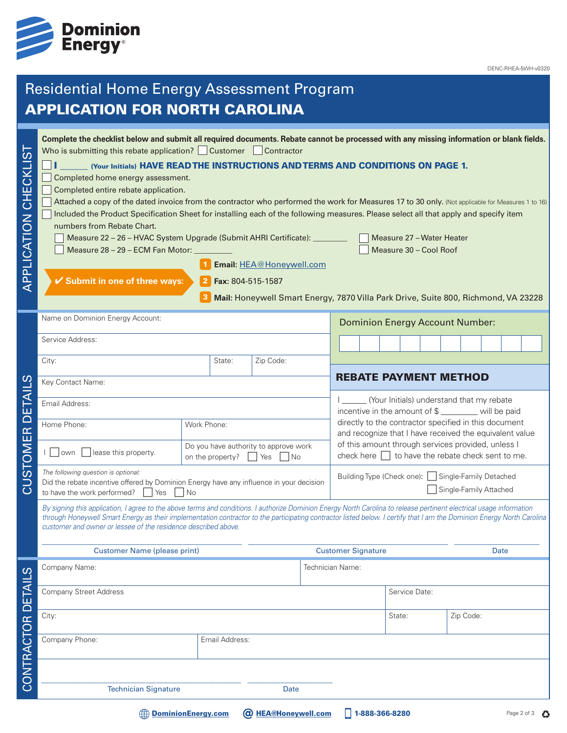DENC-RHEA-5WH-v0320

# Residential Home Energy Assessment Program
# APPLICATION FOR NORTH CAROLINA

## APPLICATION CHECKLIST

**Complete the checklist below and submit all required documents. Rebate cannot be processed with any missing information or blank fields.**

Who is submitting this rebate application? ☐ Customer ☐ Contractor

☐ **I ______ (Your Initials) HAVE READ THE INSTRUCTIONS AND TERMS AND CONDITIONS ON PAGE 1.**

☐ Completed home energy assessment.

☐ Completed entire rebate application.

☐ Attached a copy of the dated invoice from the contractor who performed the work for Measures 17 to 30 only. (Not applicable for Measures 1 to 16)

☐ Included the Product Specification Sheet for installing each of the following measures. Please select all that apply and specify item numbers from Rebate Chart.

- ☐ Measure 22 – 26 – HVAC System Upgrade (Submit AHRI Certificate): ________
- ☐ Measure 27 – Water Heater
- ☐ Measure 28 – 29 – ECM Fan Motor: ________
- ☐ Measure 30 – Cool Roof

**✔ Submit in one of three ways:**

1. **Email:** HEA@Honeywell.com
2. **Fax:** 804-515-1587
3. **Mail:** Honeywell Smart Energy, 7870 Villa Park Drive, Suite 800, Richmond, VA 23228

## CUSTOMER DETAILS

Name on Dominion Energy Account:

Service Address:

City: | State: | Zip Code:

Key Contact Name:

Email Address:

Home Phone: | Work Phone:

I ☐ own ☐ lease this property.

Do you have authority to approve work on the property? ☐ Yes ☐ No

*The following question is optional:*
Did the rebate incentive offered by Dominion Energy have any influence in your decision to have the work performed? ☐ Yes ☐ No

**Dominion Energy Account Number:**

| | | | | | | | | | |
|---|---|---|---|---|---|---|---|---|---|
| | | | | | | | | | |

### REBATE PAYMENT METHOD

I ______ (Your Initials) understand that my rebate incentive in the amount of $ ________ will be paid directly to the contractor specified in this document and recognize that I have received the equivalent value of this amount through services provided, unless I check here ☐ to have the rebate check sent to me.

Building Type (Check one): ☐ Single-Family Detached ☐ Single-Family Attached

*By signing this application, I agree to the above terms and conditions. I authorize Dominion Energy North Carolina to release pertinent electrical usage information through Honeywell Smart Energy as their implementation contractor to the participating contractor listed below. I certify that I am the Dominion Energy North Carolina customer and owner or lessee of the residence described above.*

________________________ Customer Name (please print)

________________________ Customer Signature

____________ Date

## CONTRACTOR DETAILS

Company Name: | Technician Name:

Company Street Address | Service Date:

City: | State: | Zip Code:

Company Phone: | Email Address:

________________________ Technician Signature

____________ Date

DominionEnergy.com | HEA@Honeywell.com | 1-888-366-8280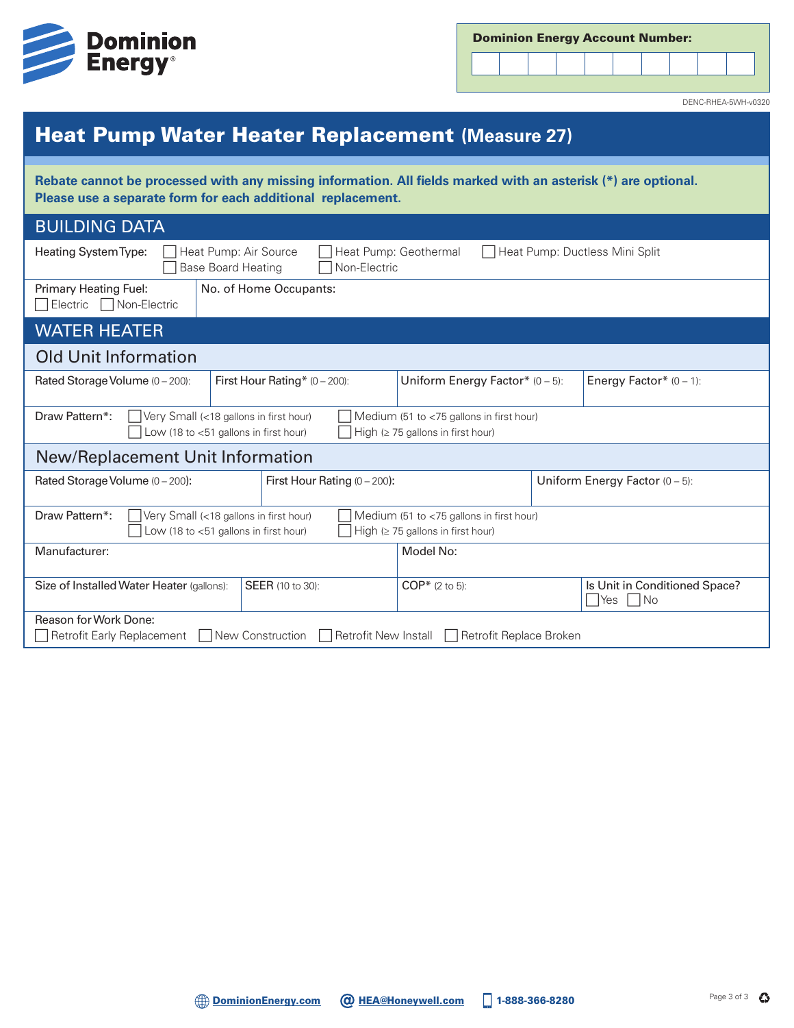Dominion Energy

**Dominion Energy Account Number:**

| | | | | | | | | | |
|---|---|---|---|---|---|---|---|---|---|
| | | | | | | | | | |

DENC-RHEA-5WH-v0320

# Heat Pump Water Heater Replacement (Measure 27)

**Rebate cannot be processed with any missing information. All fields marked with an asterisk (*) are optional. Please use a separate form for each additional replacement.**

## BUILDING DATA

Heating System Type: ☐ Heat Pump: Air Source ☐ Heat Pump: Geothermal ☐ Heat Pump: Ductless Mini Split ☐ Base Board Heating ☐ Non-Electric

Primary Heating Fuel: ☐ Electric ☐ Non-Electric

No. of Home Occupants:

## WATER HEATER

### Old Unit Information

| Rated Storage Volume (0 – 200): | First Hour Rating* (0 – 200): | Uniform Energy Factor* (0 – 5): | Energy Factor* (0 – 1): |
|---|---|---|---|
| | | | |

Draw Pattern*: ☐ Very Small (<18 gallons in first hour) ☐ Medium (51 to <75 gallons in first hour) ☐ Low (18 to <51 gallons in first hour) ☐ High (≥ 75 gallons in first hour)

### New/Replacement Unit Information

| Rated Storage Volume (0 – 200): | First Hour Rating (0 – 200): | Uniform Energy Factor (0 – 5): |
|---|---|---|
| | | |

Draw Pattern*: ☐ Very Small (<18 gallons in first hour) ☐ Medium (51 to <75 gallons in first hour) ☐ Low (18 to <51 gallons in first hour) ☐ High (≥ 75 gallons in first hour)

| Manufacturer: | Model No: |
|---|---|
| | |

| Size of Installed Water Heater (gallons): | SEER (10 to 30): | COP* (2 to 5): | Is Unit in Conditioned Space? ☐ Yes ☐ No |
|---|---|---|---|
| | | | |

Reason for Work Done: ☐ Retrofit Early Replacement ☐ New Construction ☐ Retrofit New Install ☐ Retrofit Replace Broken

DominionEnergy.com HEA@Honeywell.com 1-888-366-8280